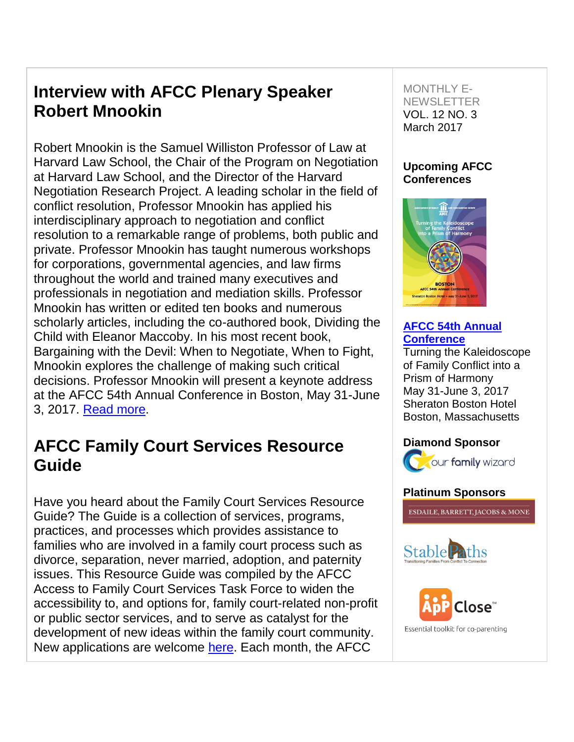## Interview with AFCC Plenary Speaker Robert Mnookin

Robert Mnookin is the Samuel Williston Professor of Law at Harvard Law School, the Chair of the Program on Negotiation at Harvard Law School, and the Director of the Harvard Negotiation Research Project. A leading scholar in the field of conflict resolution, Professor Mnookin has applied his interdisciplinary approach to negotiation and conflict resolution to a remarkable range of problems, both public and private. Professor Mnookin has taught numerous workshops for corporations, governmental agencies, and law firms throughout the world and trained many executives and professionals in negotiation and mediation skills. Professor Mnookin has written or edited ten books and numerous scholarly articles, including the co-authored book, Dividing the Child with Eleanor Maccoby. In his most recent book, Bargaining with the Devil: When to Negotiate, When to Fight, Mnookin explores the challenge of making such critical decisions. Professor Mnookin will present a keynote address at the AFCC 54th Annual Conference in Boston, May 31-June 3, 2017. Read more.

## AFCC Family Court Services Resource Guide

Have you heard about the Family Court Services Resource Guide? The Guide is a collection of services, programs, practices, and processes which provides assistance to families who are involved in a family court process such as divorce, separation, never married, adoption, and paternity issues. This Resource Guide was compiled by the AFCC Access to Family Court Services Task Force to widen the accessibility to, and options for, family court-related non-profit or public sector services, and to serve as catalyst for the development of new ideas within the family court community. New applications are welcome here. Each month, the AFCC

MONTHLY E-NEWSLETTER
VOL. 12 NO. 3
March 2017

**Upcoming AFCC Conferences**

**AFCC 54th Annual Conference**
Turning the Kaleidoscope of Family Conflict into a Prism of Harmony
May 31-June 3, 2017
Sheraton Boston Hotel
Boston, Massachusetts

**Diamond Sponsor**

our family wizard

**Platinum Sponsors**

ESDAILE, BARRETT, JACOBS & MONE

StablePaths
Transitioning Families From Conflict To Connection

AppClose™
Essential toolkit for co-parenting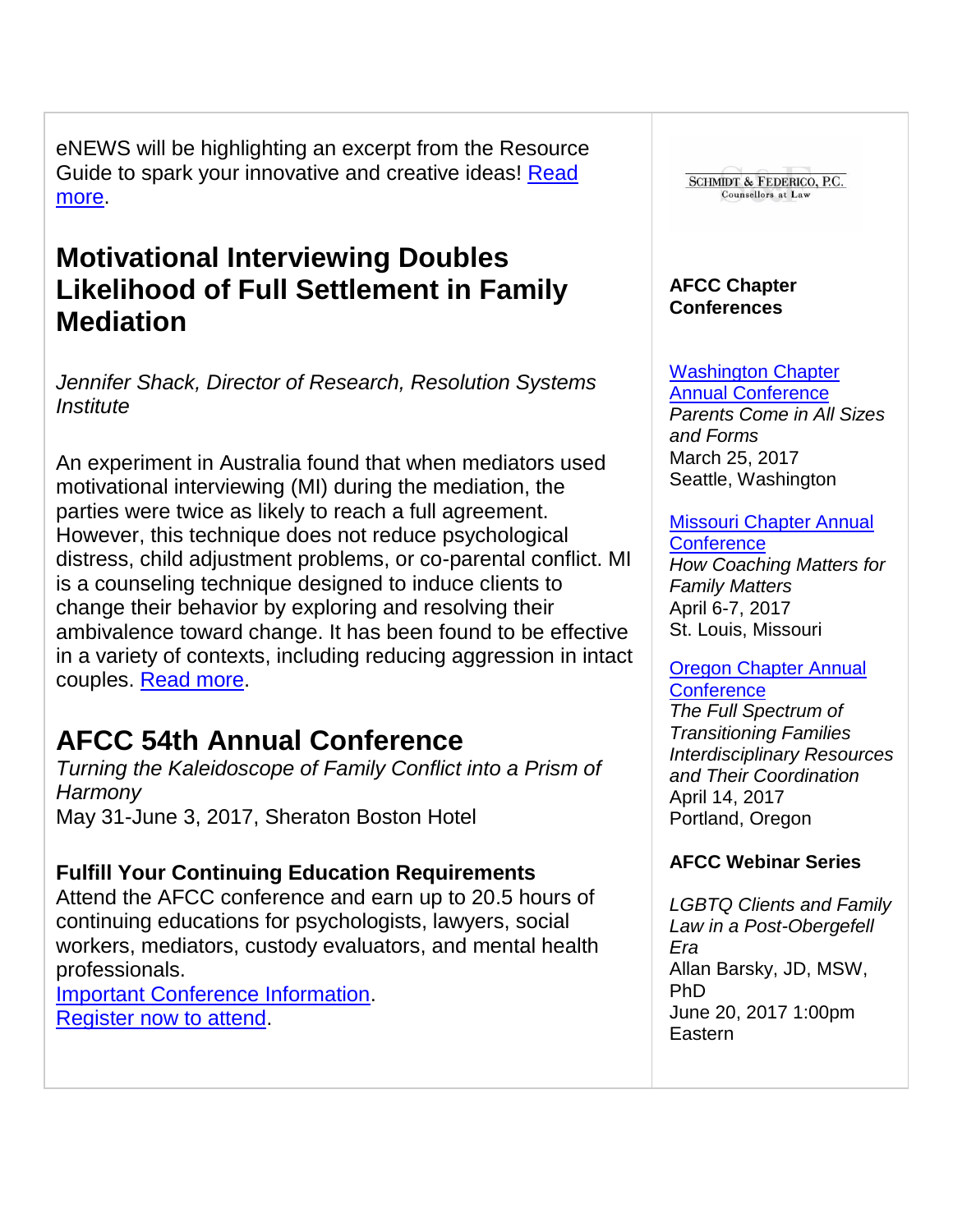eNEWS will be highlighting an excerpt from the Resource Guide to spark your innovative and creative ideas! Read more.

## Motivational Interviewing Doubles Likelihood of Full Settlement in Family Mediation

*Jennifer Shack, Director of Research, Resolution Systems Institute*

An experiment in Australia found that when mediators used motivational interviewing (MI) during the mediation, the parties were twice as likely to reach a full agreement. However, this technique does not reduce psychological distress, child adjustment problems, or co-parental conflict. MI is a counseling technique designed to induce clients to change their behavior by exploring and resolving their ambivalence toward change. It has been found to be effective in a variety of contexts, including reducing aggression in intact couples. Read more.

## AFCC 54th Annual Conference

*Turning the Kaleidoscope of Family Conflict into a Prism of Harmony*
May 31-June 3, 2017, Sheraton Boston Hotel

**Fulfill Your Continuing Education Requirements**
Attend the AFCC conference and earn up to 20.5 hours of continuing educations for psychologists, lawyers, social workers, mediators, custody evaluators, and mental health professionals.
Important Conference Information.
Register now to attend.

SCHMIDT & FEDERICO, P.C.
Counsellors at Law

**AFCC Chapter Conferences**

Washington Chapter Annual Conference
*Parents Come in All Sizes and Forms*
March 25, 2017
Seattle, Washington

Missouri Chapter Annual Conference
*How Coaching Matters for Family Matters*
April 6-7, 2017
St. Louis, Missouri

Oregon Chapter Annual Conference
*The Full Spectrum of Transitioning Families Interdisciplinary Resources and Their Coordination*
April 14, 2017
Portland, Oregon

**AFCC Webinar Series**

*LGBTQ Clients and Family Law in a Post-Obergefell Era*
Allan Barsky, JD, MSW, PhD
June 20, 2017 1:00pm Eastern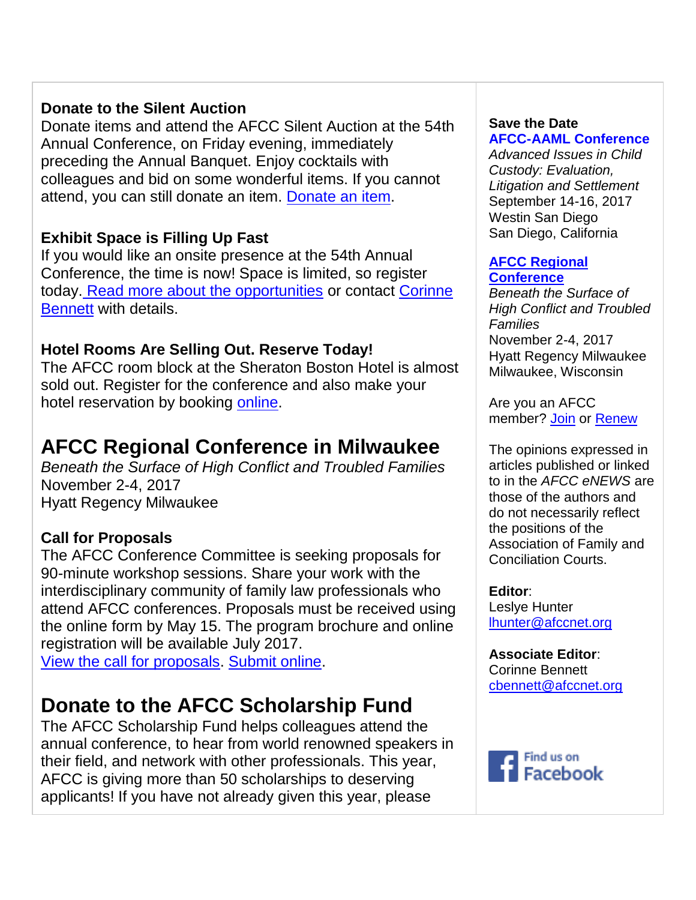**Donate to the Silent Auction**
Donate items and attend the AFCC Silent Auction at the 54th Annual Conference, on Friday evening, immediately preceding the Annual Banquet. Enjoy cocktails with colleagues and bid on some wonderful items. If you cannot attend, you can still donate an item. Donate an item.

**Exhibit Space is Filling Up Fast**
If you would like an onsite presence at the 54th Annual Conference, the time is now! Space is limited, so register today. Read more about the opportunities or contact Corinne Bennett with details.

**Hotel Rooms Are Selling Out. Reserve Today!**
The AFCC room block at the Sheraton Boston Hotel is almost sold out. Register for the conference and also make your hotel reservation by booking online.

## AFCC Regional Conference in Milwaukee

*Beneath the Surface of High Conflict and Troubled Families*
November 2-4, 2017
Hyatt Regency Milwaukee

**Call for Proposals**
The AFCC Conference Committee is seeking proposals for 90-minute workshop sessions. Share your work with the interdisciplinary community of family law professionals who attend AFCC conferences. Proposals must be received using the online form by May 15. The program brochure and online registration will be available July 2017.
View the call for proposals. Submit online.

## Donate to the AFCC Scholarship Fund

The AFCC Scholarship Fund helps colleagues attend the annual conference, to hear from world renowned speakers in their field, and network with other professionals. This year, AFCC is giving more than 50 scholarships to deserving applicants! If you have not already given this year, please

**Save the Date**
**AFCC-AAML Conference**
*Advanced Issues in Child Custody: Evaluation, Litigation and Settlement*
September 14-16, 2017
Westin San Diego
San Diego, California

**AFCC Regional Conference**
*Beneath the Surface of High Conflict and Troubled Families*
November 2-4, 2017
Hyatt Regency Milwaukee
Milwaukee, Wisconsin

Are you an AFCC member? Join or Renew

The opinions expressed in articles published or linked to in the *AFCC eNEWS* are those of the authors and do not necessarily reflect the positions of the Association of Family and Conciliation Courts.

**Editor**:
Leslye Hunter
lhunter@afccnet.org

**Associate Editor**:
Corinne Bennett
cbennett@afccnet.org

Find us on Facebook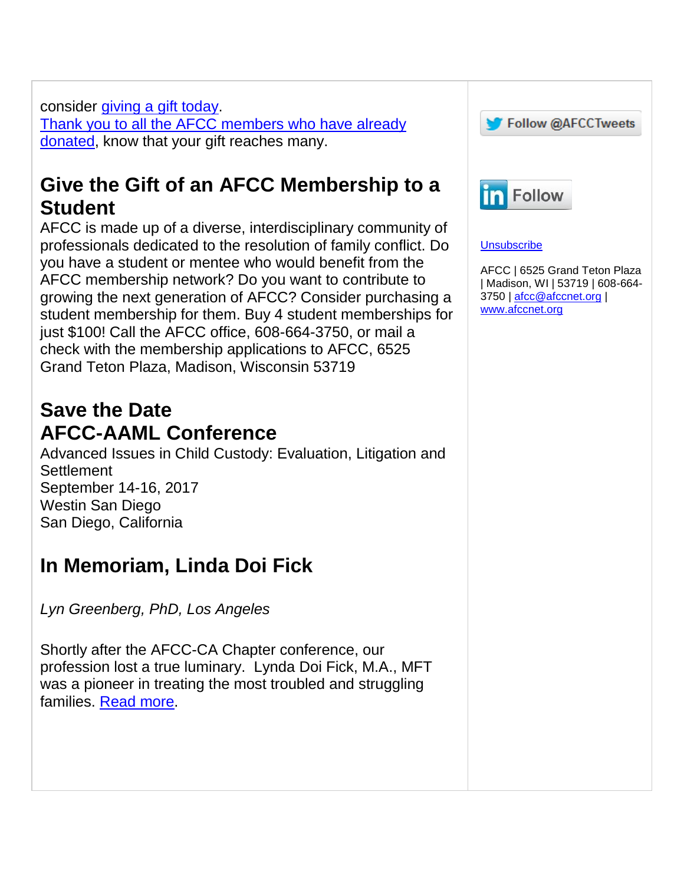consider giving a gift today.
Thank you to all the AFCC members who have already donated, know that your gift reaches many.

## Give the Gift of an AFCC Membership to a Student

AFCC is made up of a diverse, interdisciplinary community of professionals dedicated to the resolution of family conflict. Do you have a student or mentee who would benefit from the AFCC membership network? Do you want to contribute to growing the next generation of AFCC? Consider purchasing a student membership for them. Buy 4 student memberships for just $100! Call the AFCC office, 608-664-3750, or mail a check with the membership applications to AFCC, 6525 Grand Teton Plaza, Madison, Wisconsin 53719

## Save the Date
## AFCC-AAML Conference

Advanced Issues in Child Custody: Evaluation, Litigation and Settlement
September 14-16, 2017
Westin San Diego
San Diego, California

## In Memoriam, Linda Doi Fick

*Lyn Greenberg, PhD, Los Angeles*

Shortly after the AFCC-CA Chapter conference, our profession lost a true luminary. Lynda Doi Fick, M.A., MFT was a pioneer in treating the most troubled and struggling families. Read more.

Follow @AFCCTweets

Follow

Unsubscribe

AFCC | 6525 Grand Teton Plaza | Madison, WI | 53719 | 608-664-3750 | afcc@afccnet.org | www.afccnet.org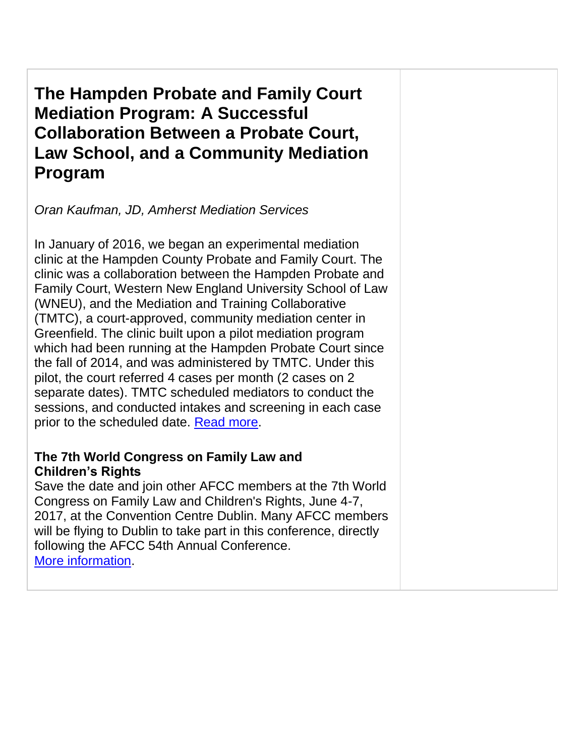## The Hampden Probate and Family Court Mediation Program: A Successful Collaboration Between a Probate Court, Law School, and a Community Mediation Program

*Oran Kaufman, JD, Amherst Mediation Services*

In January of 2016, we began an experimental mediation clinic at the Hampden County Probate and Family Court. The clinic was a collaboration between the Hampden Probate and Family Court, Western New England University School of Law (WNEU), and the Mediation and Training Collaborative (TMTC), a court-approved, community mediation center in Greenfield. The clinic built upon a pilot mediation program which had been running at the Hampden Probate Court since the fall of 2014, and was administered by TMTC. Under this pilot, the court referred 4 cases per month (2 cases on 2 separate dates). TMTC scheduled mediators to conduct the sessions, and conducted intakes and screening in each case prior to the scheduled date. Read more.

**The 7th World Congress on Family Law and Children's Rights**

Save the date and join other AFCC members at the 7th World Congress on Family Law and Children's Rights, June 4-7, 2017, at the Convention Centre Dublin. Many AFCC members will be flying to Dublin to take part in this conference, directly following the AFCC 54th Annual Conference.
More information.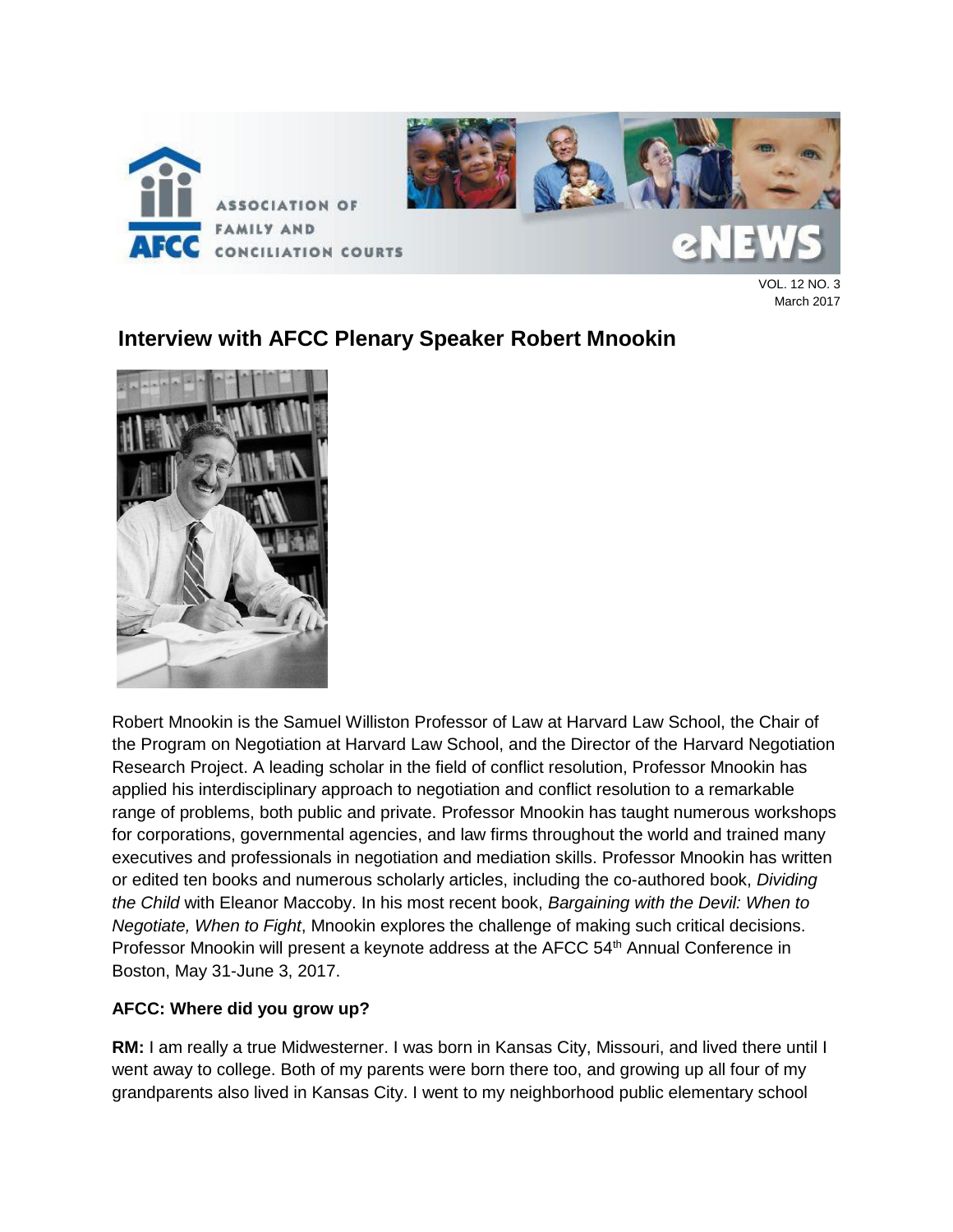# Interview with AFCC Plenary Speaker Robert Mnookin

Robert Mnookin is the Samuel Williston Professor of Law at Harvard Law School, the Chair of the Program on Negotiation at Harvard Law School, and the Director of the Harvard Negotiation Research Project. A leading scholar in the field of conflict resolution, Professor Mnookin has applied his interdisciplinary approach to negotiation and conflict resolution to a remarkable range of problems, both public and private. Professor Mnookin has taught numerous workshops for corporations, governmental agencies, and law firms throughout the world and trained many executives and professionals in negotiation and mediation skills. Professor Mnookin has written or edited ten books and numerous scholarly articles, including the co-authored book, *Dividing the Child* with Eleanor Maccoby. In his most recent book, *Bargaining with the Devil: When to Negotiate, When to Fight*, Mnookin explores the challenge of making such critical decisions. Professor Mnookin will present a keynote address at the AFCC 54th Annual Conference in Boston, May 31-June 3, 2017.

**AFCC: Where did you grow up?**

**RM:** I am really a true Midwesterner. I was born in Kansas City, Missouri, and lived there until I went away to college. Both of my parents were born there too, and growing up all four of my grandparents also lived in Kansas City. I went to my neighborhood public elementary school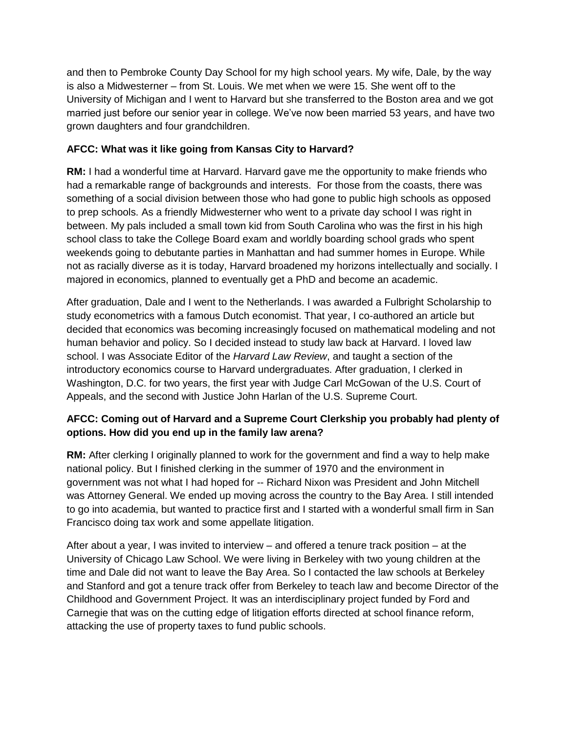and then to Pembroke County Day School for my high school years. My wife, Dale, by the way is also a Midwesterner – from St. Louis. We met when we were 15. She went off to the University of Michigan and I went to Harvard but she transferred to the Boston area and we got married just before our senior year in college. We've now been married 53 years, and have two grown daughters and four grandchildren.

**AFCC: What was it like going from Kansas City to Harvard?**

**RM:** I had a wonderful time at Harvard. Harvard gave me the opportunity to make friends who had a remarkable range of backgrounds and interests. For those from the coasts, there was something of a social division between those who had gone to public high schools as opposed to prep schools. As a friendly Midwesterner who went to a private day school I was right in between. My pals included a small town kid from South Carolina who was the first in his high school class to take the College Board exam and worldly boarding school grads who spent weekends going to debutante parties in Manhattan and had summer homes in Europe. While not as racially diverse as it is today, Harvard broadened my horizons intellectually and socially. I majored in economics, planned to eventually get a PhD and become an academic.

After graduation, Dale and I went to the Netherlands. I was awarded a Fulbright Scholarship to study econometrics with a famous Dutch economist. That year, I co-authored an article but decided that economics was becoming increasingly focused on mathematical modeling and not human behavior and policy. So I decided instead to study law back at Harvard. I loved law school. I was Associate Editor of the *Harvard Law Review*, and taught a section of the introductory economics course to Harvard undergraduates. After graduation, I clerked in Washington, D.C. for two years, the first year with Judge Carl McGowan of the U.S. Court of Appeals, and the second with Justice John Harlan of the U.S. Supreme Court.

**AFCC: Coming out of Harvard and a Supreme Court Clerkship you probably had plenty of options. How did you end up in the family law arena?**

**RM:** After clerking I originally planned to work for the government and find a way to help make national policy. But I finished clerking in the summer of 1970 and the environment in government was not what I had hoped for -- Richard Nixon was President and John Mitchell was Attorney General. We ended up moving across the country to the Bay Area. I still intended to go into academia, but wanted to practice first and I started with a wonderful small firm in San Francisco doing tax work and some appellate litigation.

After about a year, I was invited to interview – and offered a tenure track position – at the University of Chicago Law School. We were living in Berkeley with two young children at the time and Dale did not want to leave the Bay Area. So I contacted the law schools at Berkeley and Stanford and got a tenure track offer from Berkeley to teach law and become Director of the Childhood and Government Project. It was an interdisciplinary project funded by Ford and Carnegie that was on the cutting edge of litigation efforts directed at school finance reform, attacking the use of property taxes to fund public schools.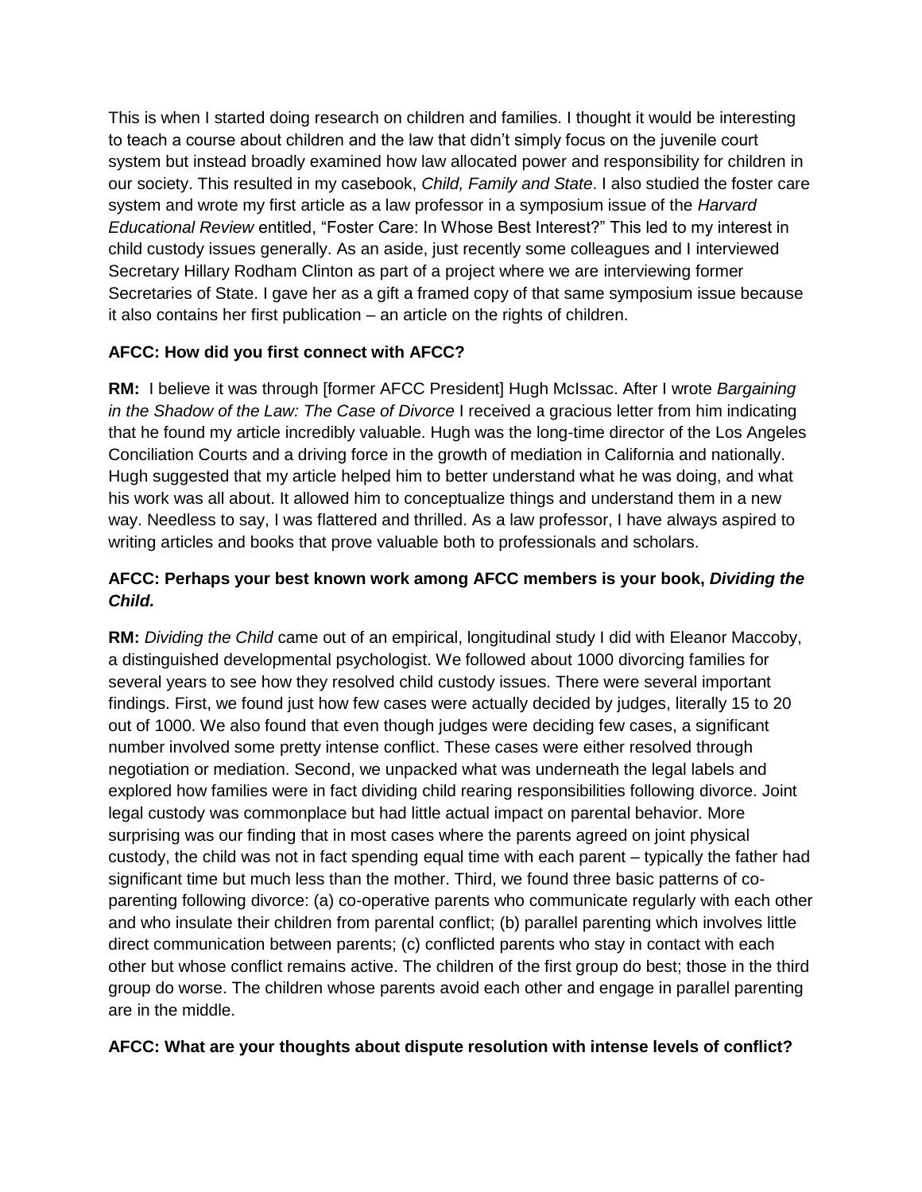This is when I started doing research on children and families. I thought it would be interesting to teach a course about children and the law that didn't simply focus on the juvenile court system but instead broadly examined how law allocated power and responsibility for children in our society. This resulted in my casebook, *Child, Family and State*. I also studied the foster care system and wrote my first article as a law professor in a symposium issue of the *Harvard Educational Review* entitled, "Foster Care: In Whose Best Interest?" This led to my interest in child custody issues generally. As an aside, just recently some colleagues and I interviewed Secretary Hillary Rodham Clinton as part of a project where we are interviewing former Secretaries of State. I gave her as a gift a framed copy of that same symposium issue because it also contains her first publication – an article on the rights of children.

**AFCC: How did you first connect with AFCC?**

**RM:** I believe it was through [former AFCC President] Hugh McIssac. After I wrote *Bargaining in the Shadow of the Law: The Case of Divorce* I received a gracious letter from him indicating that he found my article incredibly valuable. Hugh was the long-time director of the Los Angeles Conciliation Courts and a driving force in the growth of mediation in California and nationally. Hugh suggested that my article helped him to better understand what he was doing, and what his work was all about. It allowed him to conceptualize things and understand them in a new way. Needless to say, I was flattered and thrilled. As a law professor, I have always aspired to writing articles and books that prove valuable both to professionals and scholars.

**AFCC: Perhaps your best known work among AFCC members is your book, *Dividing the Child.***

**RM:** *Dividing the Child* came out of an empirical, longitudinal study I did with Eleanor Maccoby, a distinguished developmental psychologist. We followed about 1000 divorcing families for several years to see how they resolved child custody issues. There were several important findings. First, we found just how few cases were actually decided by judges, literally 15 to 20 out of 1000. We also found that even though judges were deciding few cases, a significant number involved some pretty intense conflict. These cases were either resolved through negotiation or mediation. Second, we unpacked what was underneath the legal labels and explored how families were in fact dividing child rearing responsibilities following divorce. Joint legal custody was commonplace but had little actual impact on parental behavior. More surprising was our finding that in most cases where the parents agreed on joint physical custody, the child was not in fact spending equal time with each parent – typically the father had significant time but much less than the mother. Third, we found three basic patterns of co-parenting following divorce: (a) co-operative parents who communicate regularly with each other and who insulate their children from parental conflict; (b) parallel parenting which involves little direct communication between parents; (c) conflicted parents who stay in contact with each other but whose conflict remains active. The children of the first group do best; those in the third group do worse. The children whose parents avoid each other and engage in parallel parenting are in the middle.

**AFCC: What are your thoughts about dispute resolution with intense levels of conflict?**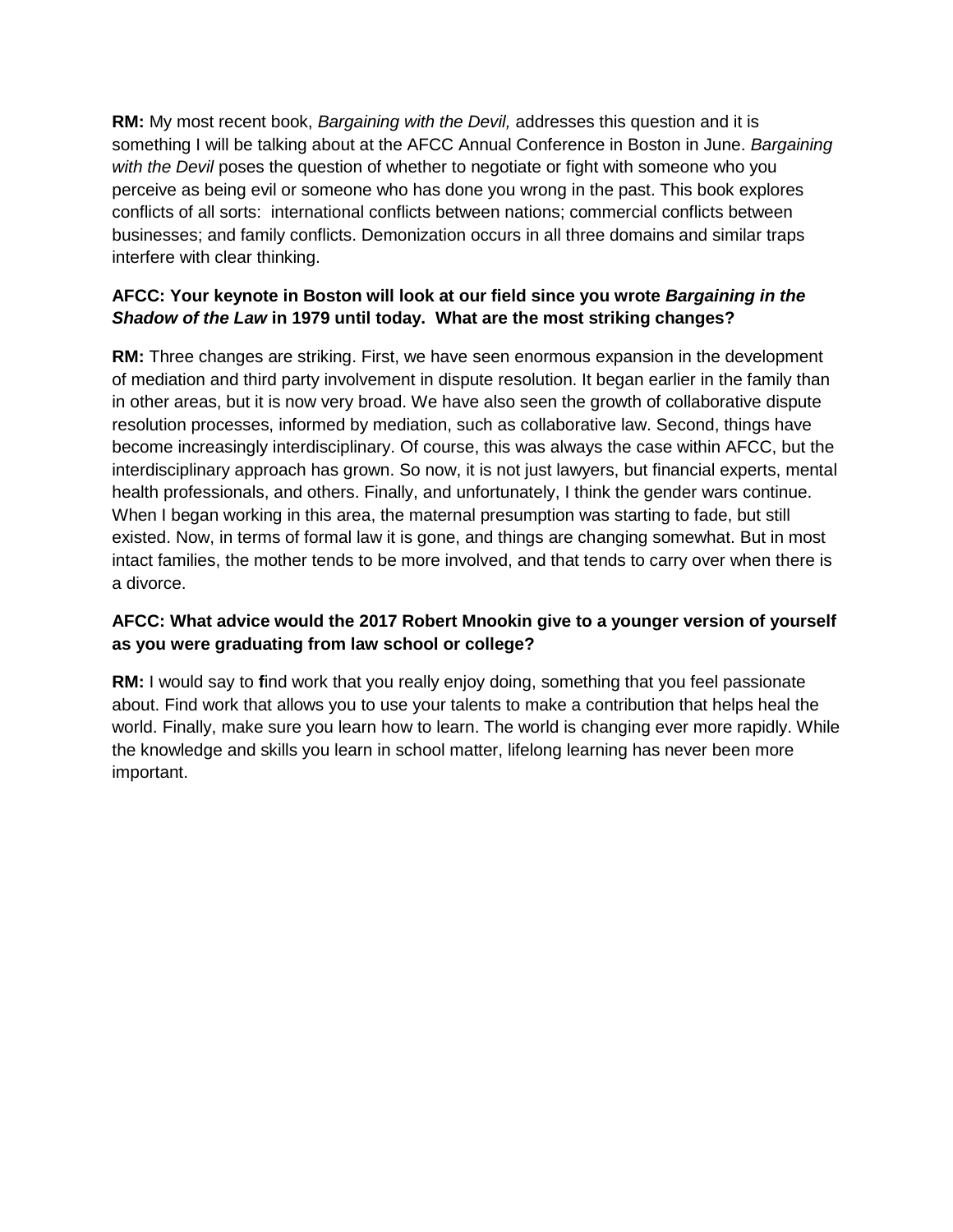**RM:** My most recent book, *Bargaining with the Devil,* addresses this question and it is something I will be talking about at the AFCC Annual Conference in Boston in June. *Bargaining with the Devil* poses the question of whether to negotiate or fight with someone who you perceive as being evil or someone who has done you wrong in the past. This book explores conflicts of all sorts: international conflicts between nations; commercial conflicts between businesses; and family conflicts. Demonization occurs in all three domains and similar traps interfere with clear thinking.

**AFCC: Your keynote in Boston will look at our field since you wrote *Bargaining in the Shadow of the Law* in 1979 until today. What are the most striking changes?**

**RM:** Three changes are striking. First, we have seen enormous expansion in the development of mediation and third party involvement in dispute resolution. It began earlier in the family than in other areas, but it is now very broad. We have also seen the growth of collaborative dispute resolution processes, informed by mediation, such as collaborative law. Second, things have become increasingly interdisciplinary. Of course, this was always the case within AFCC, but the interdisciplinary approach has grown. So now, it is not just lawyers, but financial experts, mental health professionals, and others. Finally, and unfortunately, I think the gender wars continue. When I began working in this area, the maternal presumption was starting to fade, but still existed. Now, in terms of formal law it is gone, and things are changing somewhat. But in most intact families, the mother tends to be more involved, and that tends to carry over when there is a divorce.

**AFCC: What advice would the 2017 Robert Mnookin give to a younger version of yourself as you were graduating from law school or college?**

**RM:** I would say to **f**ind work that you really enjoy doing, something that you feel passionate about. Find work that allows you to use your talents to make a contribution that helps heal the world. Finally, make sure you learn how to learn. The world is changing ever more rapidly. While the knowledge and skills you learn in school matter, lifelong learning has never been more important.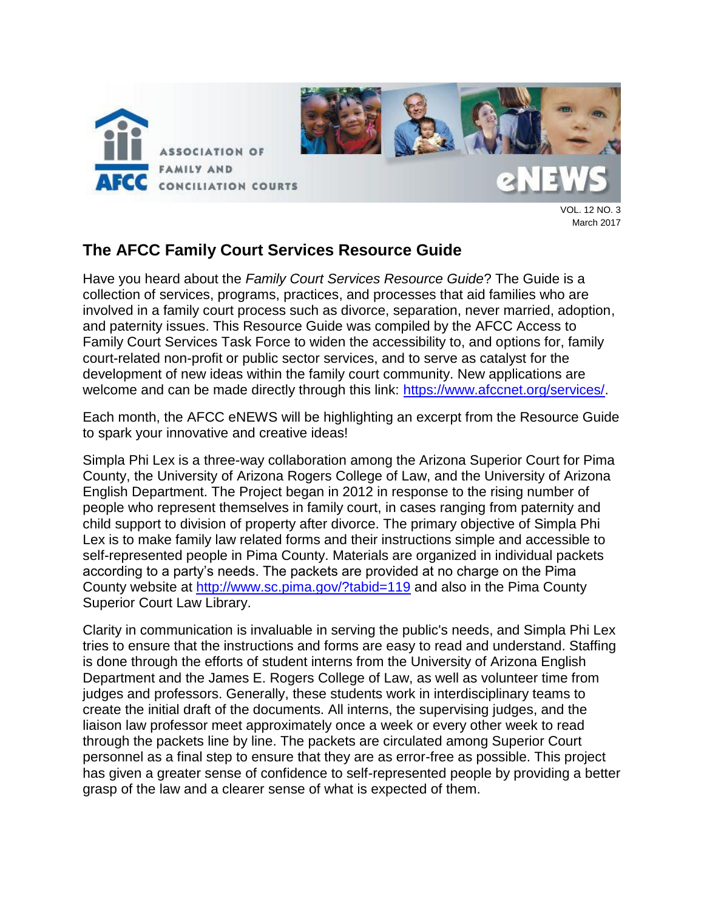## The AFCC Family Court Services Resource Guide

Have you heard about the *Family Court Services Resource Guide*? The Guide is a collection of services, programs, practices, and processes that aid families who are involved in a family court process such as divorce, separation, never married, adoption, and paternity issues. This Resource Guide was compiled by the AFCC Access to Family Court Services Task Force to widen the accessibility to, and options for, family court-related non-profit or public sector services, and to serve as catalyst for the development of new ideas within the family court community. New applications are welcome and can be made directly through this link: https://www.afccnet.org/services/.

Each month, the AFCC eNEWS will be highlighting an excerpt from the Resource Guide to spark your innovative and creative ideas!

Simpla Phi Lex is a three-way collaboration among the Arizona Superior Court for Pima County, the University of Arizona Rogers College of Law, and the University of Arizona English Department. The Project began in 2012 in response to the rising number of people who represent themselves in family court, in cases ranging from paternity and child support to division of property after divorce. The primary objective of Simpla Phi Lex is to make family law related forms and their instructions simple and accessible to self-represented people in Pima County. Materials are organized in individual packets according to a party's needs. The packets are provided at no charge on the Pima County website at http://www.sc.pima.gov/?tabid=119 and also in the Pima County Superior Court Law Library.

Clarity in communication is invaluable in serving the public's needs, and Simpla Phi Lex tries to ensure that the instructions and forms are easy to read and understand. Staffing is done through the efforts of student interns from the University of Arizona English Department and the James E. Rogers College of Law, as well as volunteer time from judges and professors. Generally, these students work in interdisciplinary teams to create the initial draft of the documents. All interns, the supervising judges, and the liaison law professor meet approximately once a week or every other week to read through the packets line by line. The packets are circulated among Superior Court personnel as a final step to ensure that they are as error-free as possible. This project has given a greater sense of confidence to self-represented people by providing a better grasp of the law and a clearer sense of what is expected of them.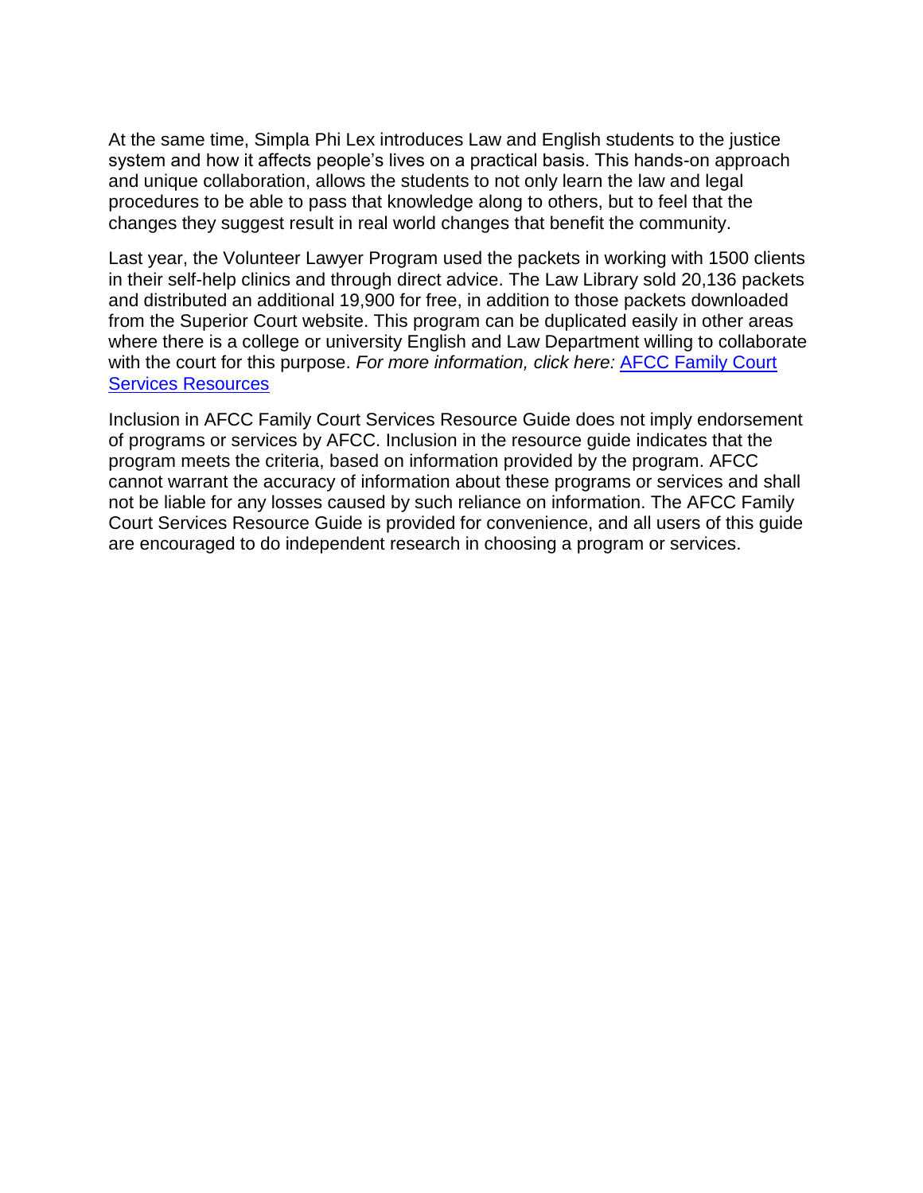At the same time, Simpla Phi Lex introduces Law and English students to the justice system and how it affects people's lives on a practical basis. This hands-on approach and unique collaboration, allows the students to not only learn the law and legal procedures to be able to pass that knowledge along to others, but to feel that the changes they suggest result in real world changes that benefit the community.

Last year, the Volunteer Lawyer Program used the packets in working with 1500 clients in their self-help clinics and through direct advice. The Law Library sold 20,136 packets and distributed an additional 19,900 for free, in addition to those packets downloaded from the Superior Court website. This program can be duplicated easily in other areas where there is a college or university English and Law Department willing to collaborate with the court for this purpose. *For more information, click here:* AFCC Family Court Services Resources

Inclusion in AFCC Family Court Services Resource Guide does not imply endorsement of programs or services by AFCC. Inclusion in the resource guide indicates that the program meets the criteria, based on information provided by the program. AFCC cannot warrant the accuracy of information about these programs or services and shall not be liable for any losses caused by such reliance on information. The AFCC Family Court Services Resource Guide is provided for convenience, and all users of this guide are encouraged to do independent research in choosing a program or services.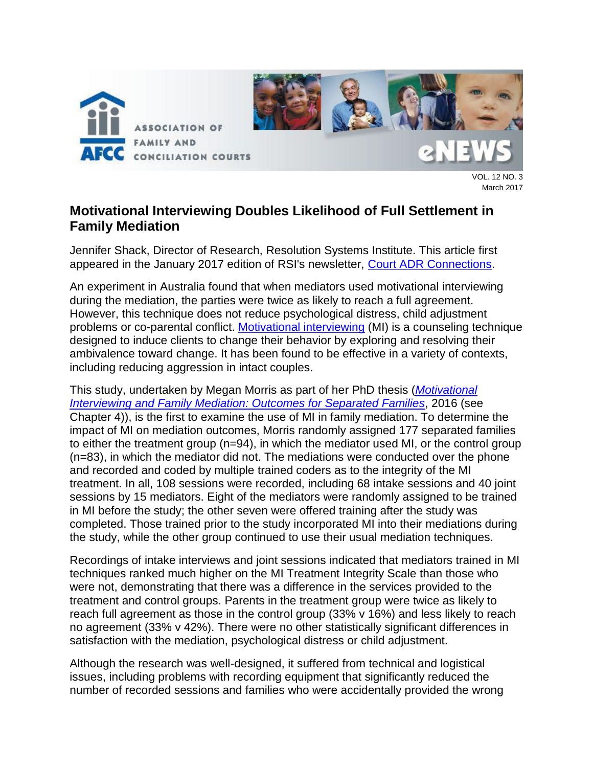# Motivational Interviewing Doubles Likelihood of Full Settlement in Family Mediation

Jennifer Shack, Director of Research, Resolution Systems Institute. This article first appeared in the January 2017 edition of RSI's newsletter, Court ADR Connections.

An experiment in Australia found that when mediators used motivational interviewing during the mediation, the parties were twice as likely to reach a full agreement. However, this technique does not reduce psychological distress, child adjustment problems or co-parental conflict. Motivational interviewing (MI) is a counseling technique designed to induce clients to change their behavior by exploring and resolving their ambivalence toward change. It has been found to be effective in a variety of contexts, including reducing aggression in intact couples.

This study, undertaken by Megan Morris as part of her PhD thesis (*Motivational Interviewing and Family Mediation: Outcomes for Separated Families*, 2016 (see Chapter 4)), is the first to examine the use of MI in family mediation. To determine the impact of MI on mediation outcomes, Morris randomly assigned 177 separated families to either the treatment group (n=94), in which the mediator used MI, or the control group (n=83), in which the mediator did not. The mediations were conducted over the phone and recorded and coded by multiple trained coders as to the integrity of the MI treatment. In all, 108 sessions were recorded, including 68 intake sessions and 40 joint sessions by 15 mediators. Eight of the mediators were randomly assigned to be trained in MI before the study; the other seven were offered training after the study was completed. Those trained prior to the study incorporated MI into their mediations during the study, while the other group continued to use their usual mediation techniques.

Recordings of intake interviews and joint sessions indicated that mediators trained in MI techniques ranked much higher on the MI Treatment Integrity Scale than those who were not, demonstrating that there was a difference in the services provided to the treatment and control groups. Parents in the treatment group were twice as likely to reach full agreement as those in the control group (33% v 16%) and less likely to reach no agreement (33% v 42%). There were no other statistically significant differences in satisfaction with the mediation, psychological distress or child adjustment.

Although the research was well-designed, it suffered from technical and logistical issues, including problems with recording equipment that significantly reduced the number of recorded sessions and families who were accidentally provided the wrong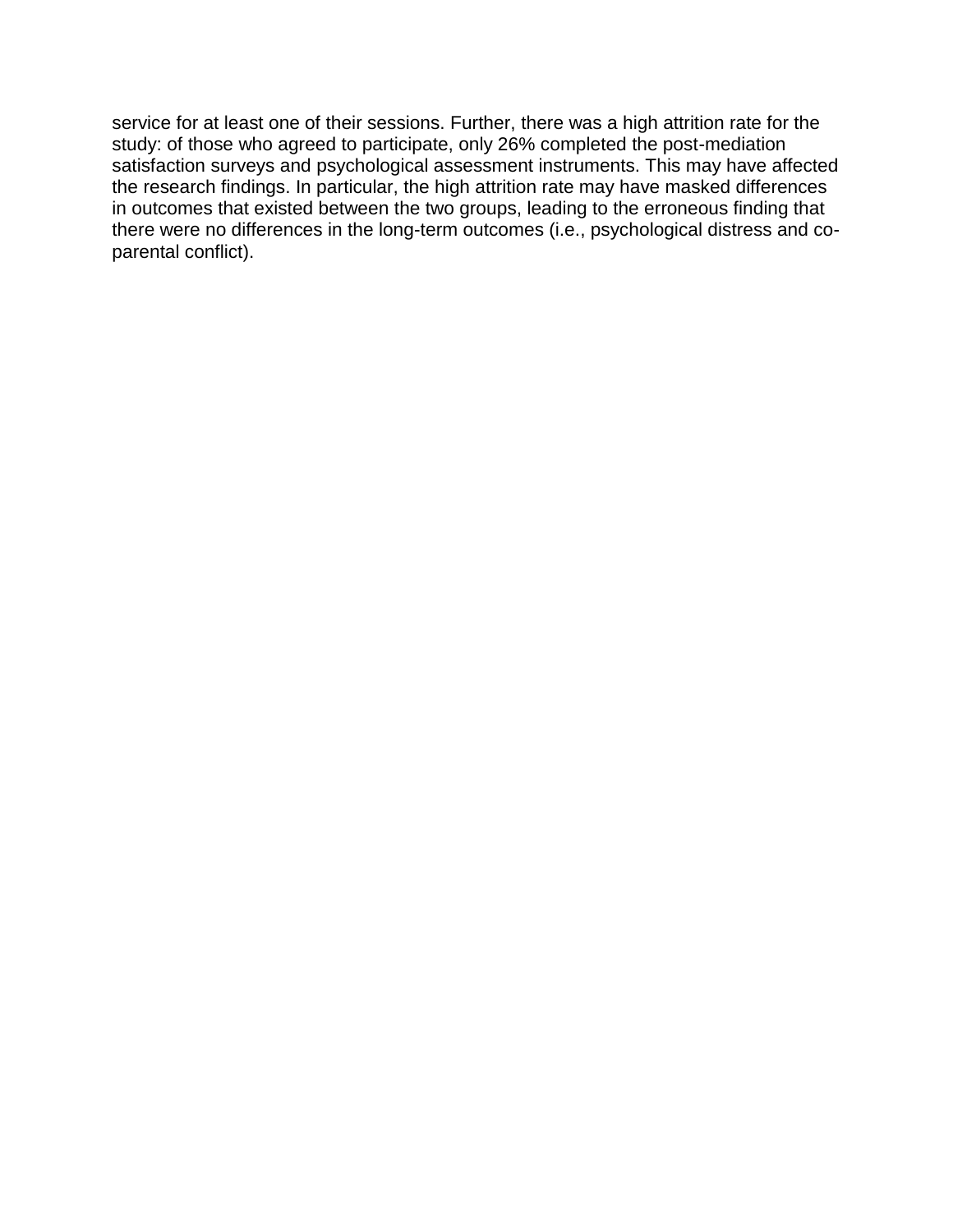service for at least one of their sessions. Further, there was a high attrition rate for the study: of those who agreed to participate, only 26% completed the post-mediation satisfaction surveys and psychological assessment instruments. This may have affected the research findings. In particular, the high attrition rate may have masked differences in outcomes that existed between the two groups, leading to the erroneous finding that there were no differences in the long-term outcomes (i.e., psychological distress and co-parental conflict).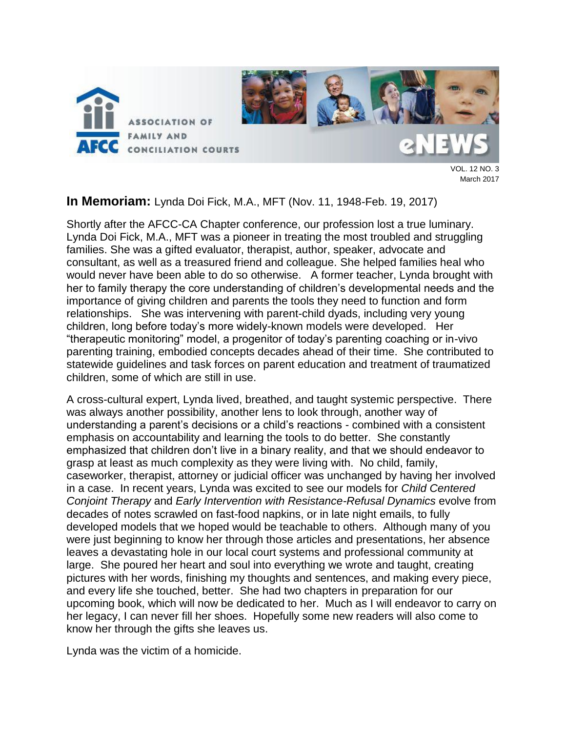## In Memoriam: Lynda Doi Fick, M.A., MFT (Nov. 11, 1948-Feb. 19, 2017)

Shortly after the AFCC-CA Chapter conference, our profession lost a true luminary. Lynda Doi Fick, M.A., MFT was a pioneer in treating the most troubled and struggling families. She was a gifted evaluator, therapist, author, speaker, advocate and consultant, as well as a treasured friend and colleague. She helped families heal who would never have been able to do so otherwise. A former teacher, Lynda brought with her to family therapy the core understanding of children's developmental needs and the importance of giving children and parents the tools they need to function and form relationships. She was intervening with parent-child dyads, including very young children, long before today's more widely-known models were developed. Her "therapeutic monitoring" model, a progenitor of today's parenting coaching or in-vivo parenting training, embodied concepts decades ahead of their time. She contributed to statewide guidelines and task forces on parent education and treatment of traumatized children, some of which are still in use.

A cross-cultural expert, Lynda lived, breathed, and taught systemic perspective. There was always another possibility, another lens to look through, another way of understanding a parent's decisions or a child's reactions - combined with a consistent emphasis on accountability and learning the tools to do better. She constantly emphasized that children don't live in a binary reality, and that we should endeavor to grasp at least as much complexity as they were living with. No child, family, caseworker, therapist, attorney or judicial officer was unchanged by having her involved in a case. In recent years, Lynda was excited to see our models for *Child Centered Conjoint Therapy* and *Early Intervention with Resistance-Refusal Dynamics* evolve from decades of notes scrawled on fast-food napkins, or in late night emails, to fully developed models that we hoped would be teachable to others. Although many of you were just beginning to know her through those articles and presentations, her absence leaves a devastating hole in our local court systems and professional community at large. She poured her heart and soul into everything we wrote and taught, creating pictures with her words, finishing my thoughts and sentences, and making every piece, and every life she touched, better. She had two chapters in preparation for our upcoming book, which will now be dedicated to her. Much as I will endeavor to carry on her legacy, I can never fill her shoes. Hopefully some new readers will also come to know her through the gifts she leaves us.

Lynda was the victim of a homicide.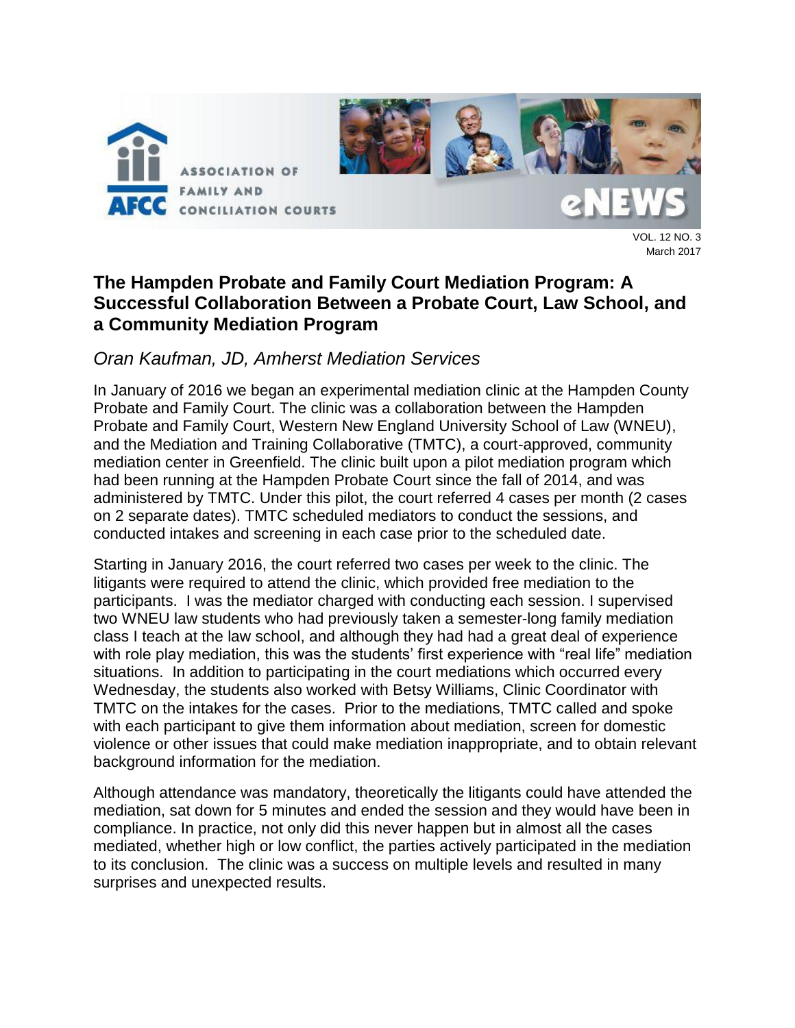# The Hampden Probate and Family Court Mediation Program: A Successful Collaboration Between a Probate Court, Law School, and a Community Mediation Program

*Oran Kaufman, JD, Amherst Mediation Services*

In January of 2016 we began an experimental mediation clinic at the Hampden County Probate and Family Court. The clinic was a collaboration between the Hampden Probate and Family Court, Western New England University School of Law (WNEU), and the Mediation and Training Collaborative (TMTC), a court-approved, community mediation center in Greenfield. The clinic built upon a pilot mediation program which had been running at the Hampden Probate Court since the fall of 2014, and was administered by TMTC. Under this pilot, the court referred 4 cases per month (2 cases on 2 separate dates). TMTC scheduled mediators to conduct the sessions, and conducted intakes and screening in each case prior to the scheduled date.

Starting in January 2016, the court referred two cases per week to the clinic. The litigants were required to attend the clinic, which provided free mediation to the participants. I was the mediator charged with conducting each session. I supervised two WNEU law students who had previously taken a semester-long family mediation class I teach at the law school, and although they had had a great deal of experience with role play mediation, this was the students' first experience with "real life" mediation situations. In addition to participating in the court mediations which occurred every Wednesday, the students also worked with Betsy Williams, Clinic Coordinator with TMTC on the intakes for the cases. Prior to the mediations, TMTC called and spoke with each participant to give them information about mediation, screen for domestic violence or other issues that could make mediation inappropriate, and to obtain relevant background information for the mediation.

Although attendance was mandatory, theoretically the litigants could have attended the mediation, sat down for 5 minutes and ended the session and they would have been in compliance. In practice, not only did this never happen but in almost all the cases mediated, whether high or low conflict, the parties actively participated in the mediation to its conclusion. The clinic was a success on multiple levels and resulted in many surprises and unexpected results.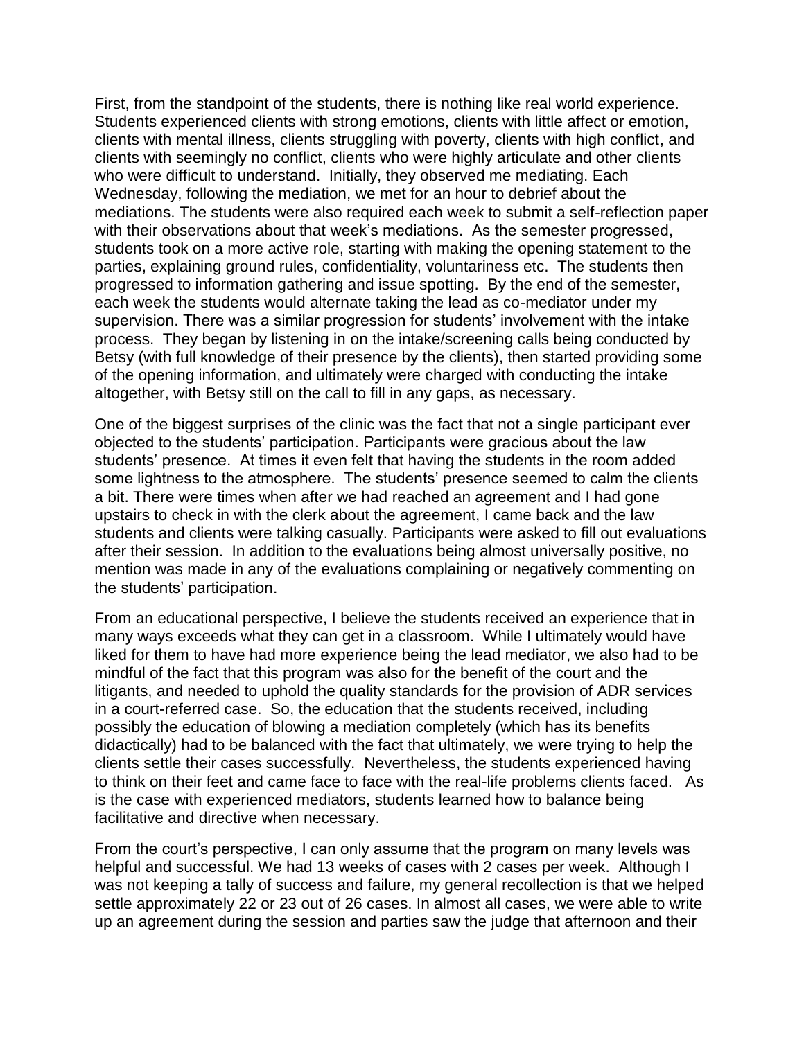First, from the standpoint of the students, there is nothing like real world experience. Students experienced clients with strong emotions, clients with little affect or emotion, clients with mental illness, clients struggling with poverty, clients with high conflict, and clients with seemingly no conflict, clients who were highly articulate and other clients who were difficult to understand. Initially, they observed me mediating. Each Wednesday, following the mediation, we met for an hour to debrief about the mediations. The students were also required each week to submit a self-reflection paper with their observations about that week's mediations. As the semester progressed, students took on a more active role, starting with making the opening statement to the parties, explaining ground rules, confidentiality, voluntariness etc. The students then progressed to information gathering and issue spotting. By the end of the semester, each week the students would alternate taking the lead as co-mediator under my supervision. There was a similar progression for students' involvement with the intake process. They began by listening in on the intake/screening calls being conducted by Betsy (with full knowledge of their presence by the clients), then started providing some of the opening information, and ultimately were charged with conducting the intake altogether, with Betsy still on the call to fill in any gaps, as necessary.

One of the biggest surprises of the clinic was the fact that not a single participant ever objected to the students' participation. Participants were gracious about the law students' presence. At times it even felt that having the students in the room added some lightness to the atmosphere. The students' presence seemed to calm the clients a bit. There were times when after we had reached an agreement and I had gone upstairs to check in with the clerk about the agreement, I came back and the law students and clients were talking casually. Participants were asked to fill out evaluations after their session. In addition to the evaluations being almost universally positive, no mention was made in any of the evaluations complaining or negatively commenting on the students' participation.

From an educational perspective, I believe the students received an experience that in many ways exceeds what they can get in a classroom. While I ultimately would have liked for them to have had more experience being the lead mediator, we also had to be mindful of the fact that this program was also for the benefit of the court and the litigants, and needed to uphold the quality standards for the provision of ADR services in a court-referred case. So, the education that the students received, including possibly the education of blowing a mediation completely (which has its benefits didactically) had to be balanced with the fact that ultimately, we were trying to help the clients settle their cases successfully. Nevertheless, the students experienced having to think on their feet and came face to face with the real-life problems clients faced. As is the case with experienced mediators, students learned how to balance being facilitative and directive when necessary.

From the court's perspective, I can only assume that the program on many levels was helpful and successful. We had 13 weeks of cases with 2 cases per week. Although I was not keeping a tally of success and failure, my general recollection is that we helped settle approximately 22 or 23 out of 26 cases. In almost all cases, we were able to write up an agreement during the session and parties saw the judge that afternoon and their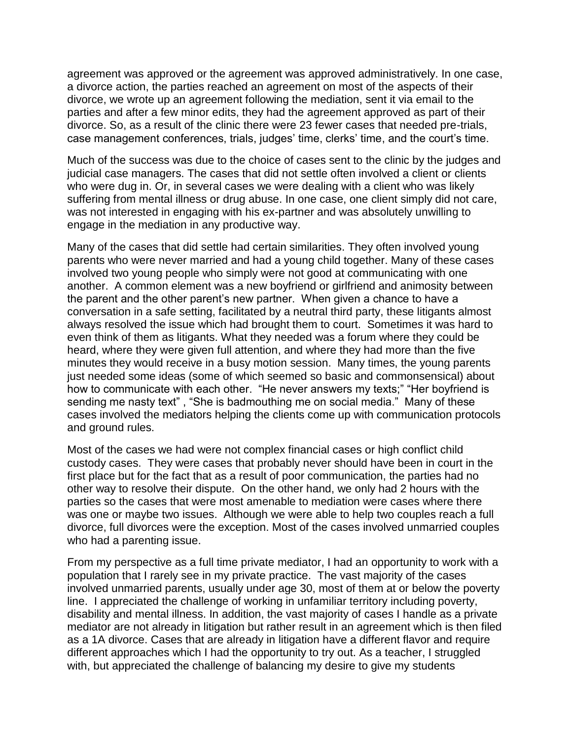agreement was approved or the agreement was approved administratively. In one case, a divorce action, the parties reached an agreement on most of the aspects of their divorce, we wrote up an agreement following the mediation, sent it via email to the parties and after a few minor edits, they had the agreement approved as part of their divorce. So, as a result of the clinic there were 23 fewer cases that needed pre-trials, case management conferences, trials, judges' time, clerks' time, and the court's time.

Much of the success was due to the choice of cases sent to the clinic by the judges and judicial case managers. The cases that did not settle often involved a client or clients who were dug in. Or, in several cases we were dealing with a client who was likely suffering from mental illness or drug abuse. In one case, one client simply did not care, was not interested in engaging with his ex-partner and was absolutely unwilling to engage in the mediation in any productive way.

Many of the cases that did settle had certain similarities. They often involved young parents who were never married and had a young child together. Many of these cases involved two young people who simply were not good at communicating with one another. A common element was a new boyfriend or girlfriend and animosity between the parent and the other parent's new partner. When given a chance to have a conversation in a safe setting, facilitated by a neutral third party, these litigants almost always resolved the issue which had brought them to court. Sometimes it was hard to even think of them as litigants. What they needed was a forum where they could be heard, where they were given full attention, and where they had more than the five minutes they would receive in a busy motion session. Many times, the young parents just needed some ideas (some of which seemed so basic and commonsensical) about how to communicate with each other. "He never answers my texts;" "Her boyfriend is sending me nasty text" , "She is badmouthing me on social media." Many of these cases involved the mediators helping the clients come up with communication protocols and ground rules.

Most of the cases we had were not complex financial cases or high conflict child custody cases. They were cases that probably never should have been in court in the first place but for the fact that as a result of poor communication, the parties had no other way to resolve their dispute. On the other hand, we only had 2 hours with the parties so the cases that were most amenable to mediation were cases where there was one or maybe two issues. Although we were able to help two couples reach a full divorce, full divorces were the exception. Most of the cases involved unmarried couples who had a parenting issue.

From my perspective as a full time private mediator, I had an opportunity to work with a population that I rarely see in my private practice. The vast majority of the cases involved unmarried parents, usually under age 30, most of them at or below the poverty line. I appreciated the challenge of working in unfamiliar territory including poverty, disability and mental illness. In addition, the vast majority of cases I handle as a private mediator are not already in litigation but rather result in an agreement which is then filed as a 1A divorce. Cases that are already in litigation have a different flavor and require different approaches which I had the opportunity to try out. As a teacher, I struggled with, but appreciated the challenge of balancing my desire to give my students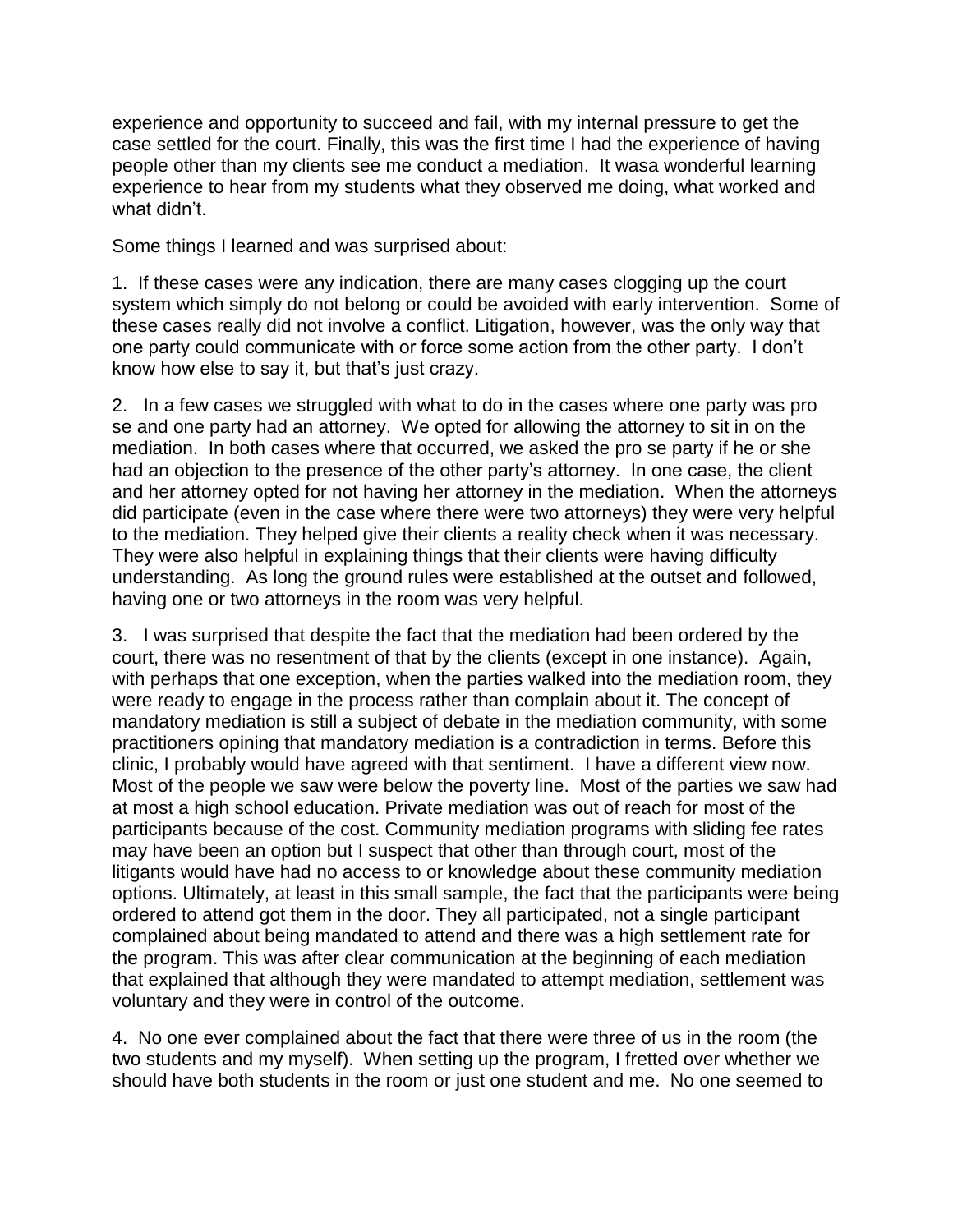experience and opportunity to succeed and fail, with my internal pressure to get the case settled for the court. Finally, this was the first time I had the experience of having people other than my clients see me conduct a mediation. It wasa wonderful learning experience to hear from my students what they observed me doing, what worked and what didn't.

Some things I learned and was surprised about:

1. If these cases were any indication, there are many cases clogging up the court system which simply do not belong or could be avoided with early intervention. Some of these cases really did not involve a conflict. Litigation, however, was the only way that one party could communicate with or force some action from the other party. I don't know how else to say it, but that's just crazy.

2. In a few cases we struggled with what to do in the cases where one party was pro se and one party had an attorney. We opted for allowing the attorney to sit in on the mediation. In both cases where that occurred, we asked the pro se party if he or she had an objection to the presence of the other party's attorney. In one case, the client and her attorney opted for not having her attorney in the mediation. When the attorneys did participate (even in the case where there were two attorneys) they were very helpful to the mediation. They helped give their clients a reality check when it was necessary. They were also helpful in explaining things that their clients were having difficulty understanding. As long the ground rules were established at the outset and followed, having one or two attorneys in the room was very helpful.

3. I was surprised that despite the fact that the mediation had been ordered by the court, there was no resentment of that by the clients (except in one instance). Again, with perhaps that one exception, when the parties walked into the mediation room, they were ready to engage in the process rather than complain about it. The concept of mandatory mediation is still a subject of debate in the mediation community, with some practitioners opining that mandatory mediation is a contradiction in terms. Before this clinic, I probably would have agreed with that sentiment. I have a different view now. Most of the people we saw were below the poverty line. Most of the parties we saw had at most a high school education. Private mediation was out of reach for most of the participants because of the cost. Community mediation programs with sliding fee rates may have been an option but I suspect that other than through court, most of the litigants would have had no access to or knowledge about these community mediation options. Ultimately, at least in this small sample, the fact that the participants were being ordered to attend got them in the door. They all participated, not a single participant complained about being mandated to attend and there was a high settlement rate for the program. This was after clear communication at the beginning of each mediation that explained that although they were mandated to attempt mediation, settlement was voluntary and they were in control of the outcome.

4. No one ever complained about the fact that there were three of us in the room (the two students and my myself). When setting up the program, I fretted over whether we should have both students in the room or just one student and me. No one seemed to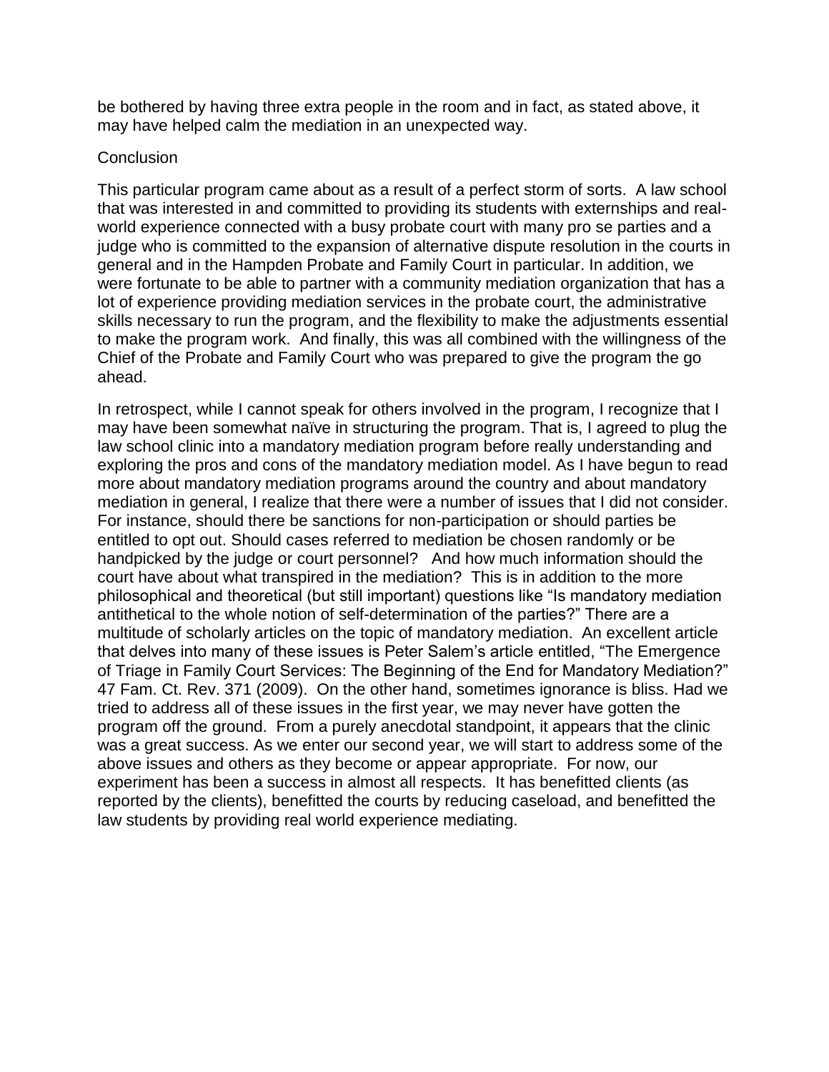be bothered by having three extra people in the room and in fact, as stated above, it may have helped calm the mediation in an unexpected way.

## Conclusion

This particular program came about as a result of a perfect storm of sorts. A law school that was interested in and committed to providing its students with externships and real-world experience connected with a busy probate court with many pro se parties and a judge who is committed to the expansion of alternative dispute resolution in the courts in general and in the Hampden Probate and Family Court in particular. In addition, we were fortunate to be able to partner with a community mediation organization that has a lot of experience providing mediation services in the probate court, the administrative skills necessary to run the program, and the flexibility to make the adjustments essential to make the program work. And finally, this was all combined with the willingness of the Chief of the Probate and Family Court who was prepared to give the program the go ahead.

In retrospect, while I cannot speak for others involved in the program, I recognize that I may have been somewhat naïve in structuring the program. That is, I agreed to plug the law school clinic into a mandatory mediation program before really understanding and exploring the pros and cons of the mandatory mediation model. As I have begun to read more about mandatory mediation programs around the country and about mandatory mediation in general, I realize that there were a number of issues that I did not consider. For instance, should there be sanctions for non-participation or should parties be entitled to opt out. Should cases referred to mediation be chosen randomly or be handpicked by the judge or court personnel? And how much information should the court have about what transpired in the mediation? This is in addition to the more philosophical and theoretical (but still important) questions like "Is mandatory mediation antithetical to the whole notion of self-determination of the parties?" There are a multitude of scholarly articles on the topic of mandatory mediation. An excellent article that delves into many of these issues is Peter Salem's article entitled, "The Emergence of Triage in Family Court Services: The Beginning of the End for Mandatory Mediation?" 47 Fam. Ct. Rev. 371 (2009). On the other hand, sometimes ignorance is bliss. Had we tried to address all of these issues in the first year, we may never have gotten the program off the ground. From a purely anecdotal standpoint, it appears that the clinic was a great success. As we enter our second year, we will start to address some of the above issues and others as they become or appear appropriate. For now, our experiment has been a success in almost all respects. It has benefitted clients (as reported by the clients), benefitted the courts by reducing caseload, and benefitted the law students by providing real world experience mediating.